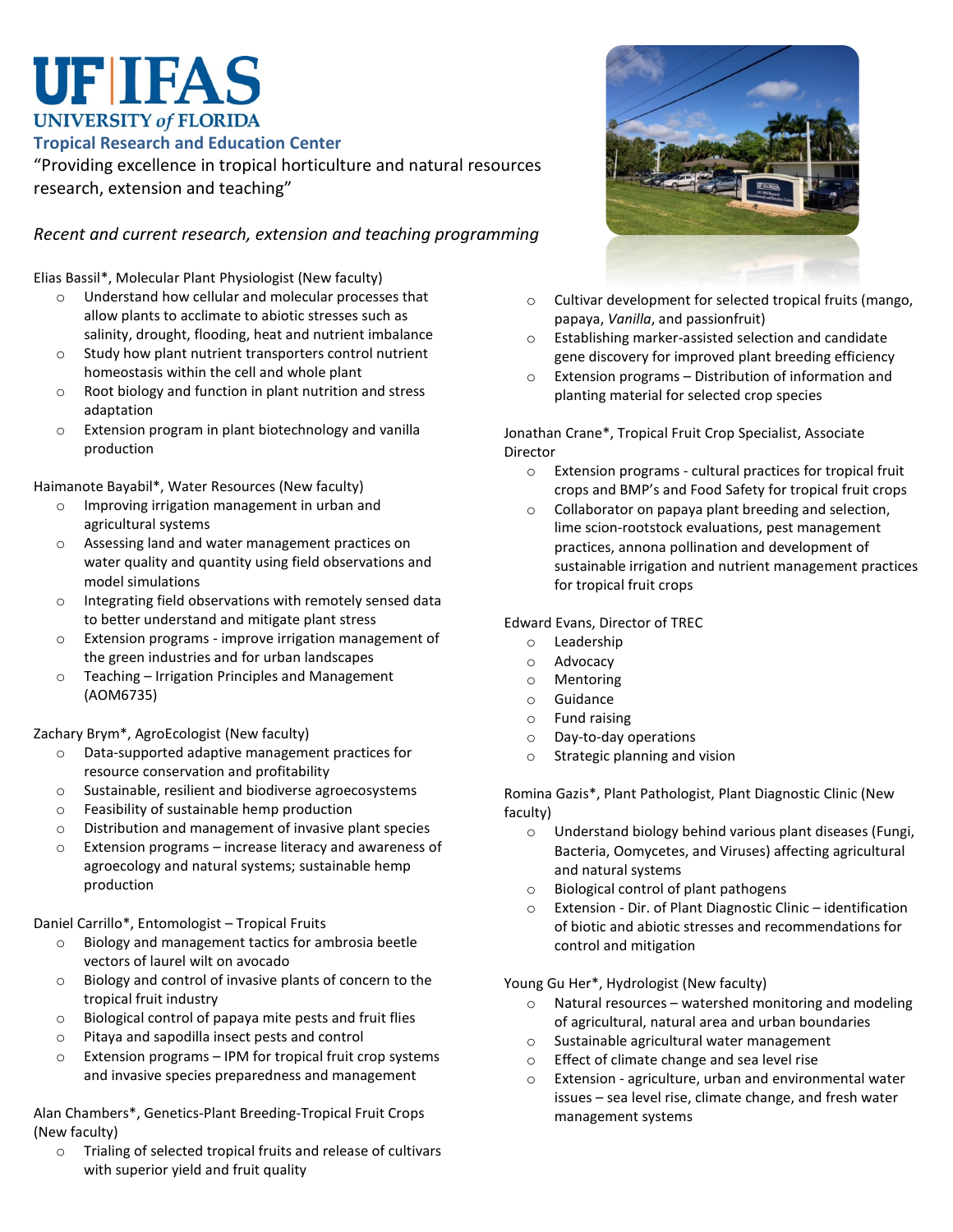# UF | IFAS
UNIVERSITY *of* FLORIDA

## Tropical Research and Education Center

"Providing excellence in tropical horticulture and natural resources research, extension and teaching"

*Recent and current research, extension and teaching programming*

Elias Bassil*, Molecular Plant Physiologist (New faculty)

- Understand how cellular and molecular processes that allow plants to acclimate to abiotic stresses such as salinity, drought, flooding, heat and nutrient imbalance
- Study how plant nutrient transporters control nutrient homeostasis within the cell and whole plant
- Root biology and function in plant nutrition and stress adaptation
- Extension program in plant biotechnology and vanilla production

Haimanote Bayabil*, Water Resources (New faculty)

- Improving irrigation management in urban and agricultural systems
- Assessing land and water management practices on water quality and quantity using field observations and model simulations
- Integrating field observations with remotely sensed data to better understand and mitigate plant stress
- Extension programs - improve irrigation management of the green industries and for urban landscapes
- Teaching – Irrigation Principles and Management (AOM6735)

Zachary Brym*, AgroEcologist (New faculty)

- Data-supported adaptive management practices for resource conservation and profitability
- Sustainable, resilient and biodiverse agroecosystems
- Feasibility of sustainable hemp production
- Distribution and management of invasive plant species
- Extension programs – increase literacy and awareness of agroecology and natural systems; sustainable hemp production

Daniel Carrillo*, Entomologist – Tropical Fruits

- Biology and management tactics for ambrosia beetle vectors of laurel wilt on avocado
- Biology and control of invasive plants of concern to the tropical fruit industry
- Biological control of papaya mite pests and fruit flies
- Pitaya and sapodilla insect pests and control
- Extension programs – IPM for tropical fruit crop systems and invasive species preparedness and management

Alan Chambers*, Genetics-Plant Breeding-Tropical Fruit Crops (New faculty)

- Trialing of selected tropical fruits and release of cultivars with superior yield and fruit quality
- Cultivar development for selected tropical fruits (mango, papaya, *Vanilla*, and passionfruit)
- Establishing marker-assisted selection and candidate gene discovery for improved plant breeding efficiency
- Extension programs – Distribution of information and planting material for selected crop species

Jonathan Crane*, Tropical Fruit Crop Specialist, Associate Director

- Extension programs - cultural practices for tropical fruit crops and BMP's and Food Safety for tropical fruit crops
- Collaborator on papaya plant breeding and selection, lime scion-rootstock evaluations, pest management practices, annona pollination and development of sustainable irrigation and nutrient management practices for tropical fruit crops

Edward Evans, Director of TREC

- Leadership
- Advocacy
- Mentoring
- Guidance
- Fund raising
- Day-to-day operations
- Strategic planning and vision

Romina Gazis*, Plant Pathologist, Plant Diagnostic Clinic (New faculty)

- Understand biology behind various plant diseases (Fungi, Bacteria, Oomycetes, and Viruses) affecting agricultural and natural systems
- Biological control of plant pathogens
- Extension - Dir. of Plant Diagnostic Clinic – identification of biotic and abiotic stresses and recommendations for control and mitigation

Young Gu Her*, Hydrologist (New faculty)

- Natural resources – watershed monitoring and modeling of agricultural, natural area and urban boundaries
- Sustainable agricultural water management
- Effect of climate change and sea level rise
- Extension - agriculture, urban and environmental water issues – sea level rise, climate change, and fresh water management systems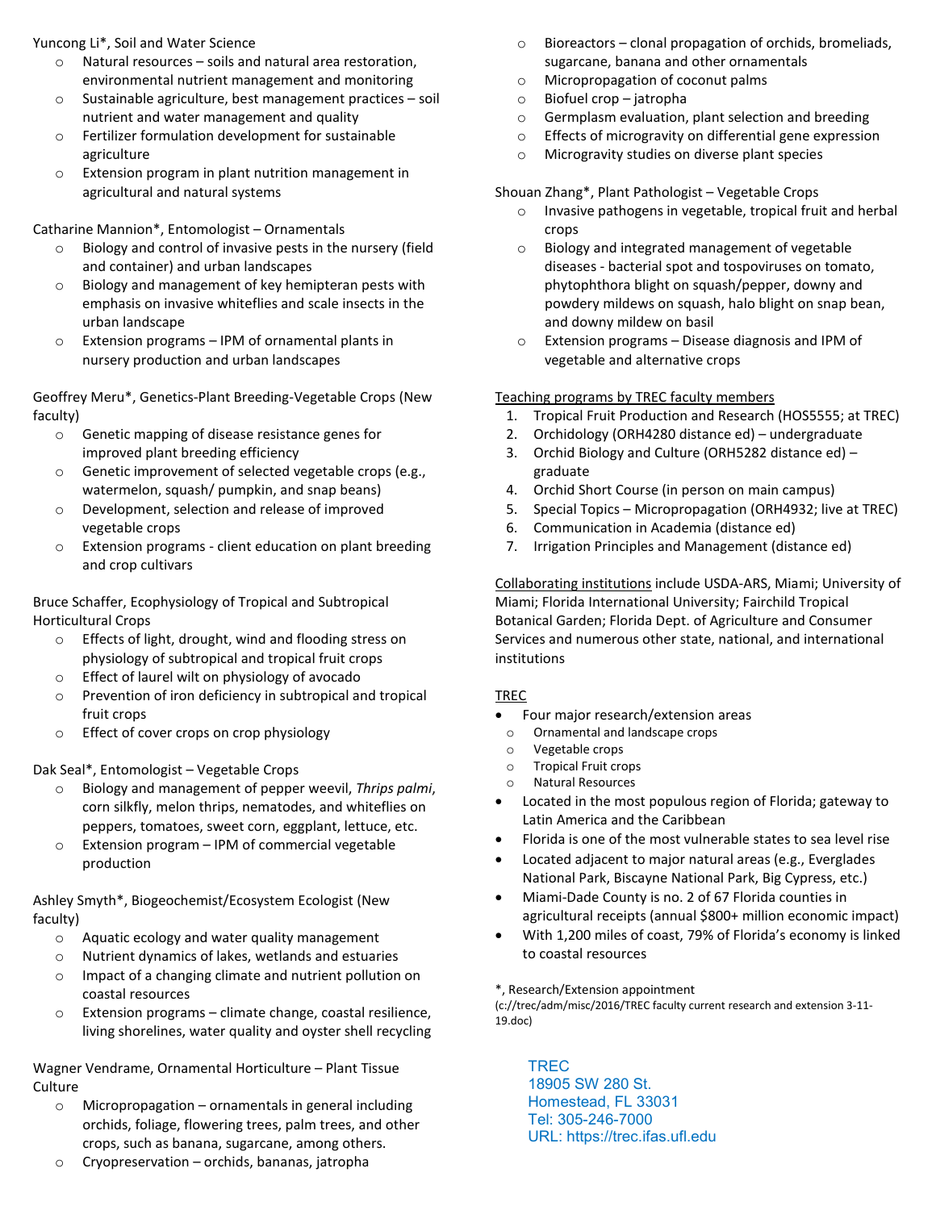Yuncong Li*, Soil and Water Science

- Natural resources – soils and natural area restoration, environmental nutrient management and monitoring
- Sustainable agriculture, best management practices – soil nutrient and water management and quality
- Fertilizer formulation development for sustainable agriculture
- Extension program in plant nutrition management in agricultural and natural systems

Catharine Mannion*, Entomologist – Ornamentals

- Biology and control of invasive pests in the nursery (field and container) and urban landscapes
- Biology and management of key hemipteran pests with emphasis on invasive whiteflies and scale insects in the urban landscape
- Extension programs – IPM of ornamental plants in nursery production and urban landscapes

Geoffrey Meru*, Genetics-Plant Breeding-Vegetable Crops (New faculty)

- Genetic mapping of disease resistance genes for improved plant breeding efficiency
- Genetic improvement of selected vegetable crops (e.g., watermelon, squash/ pumpkin, and snap beans)
- Development, selection and release of improved vegetable crops
- Extension programs - client education on plant breeding and crop cultivars

Bruce Schaffer, Ecophysiology of Tropical and Subtropical Horticultural Crops

- Effects of light, drought, wind and flooding stress on physiology of subtropical and tropical fruit crops
- Effect of laurel wilt on physiology of avocado
- Prevention of iron deficiency in subtropical and tropical fruit crops
- Effect of cover crops on crop physiology

Dak Seal*, Entomologist – Vegetable Crops

- Biology and management of pepper weevil, *Thrips palmi*, corn silkfly, melon thrips, nematodes, and whiteflies on peppers, tomatoes, sweet corn, eggplant, lettuce, etc.
- Extension program – IPM of commercial vegetable production

Ashley Smyth*, Biogeochemist/Ecosystem Ecologist (New faculty)

- Aquatic ecology and water quality management
- Nutrient dynamics of lakes, wetlands and estuaries
- Impact of a changing climate and nutrient pollution on coastal resources
- Extension programs – climate change, coastal resilience, living shorelines, water quality and oyster shell recycling

Wagner Vendrame, Ornamental Horticulture – Plant Tissue Culture

- Micropropagation – ornamentals in general including orchids, foliage, flowering trees, palm trees, and other crops, such as banana, sugarcane, among others.
- Cryopreservation – orchids, bananas, jatropha
- Bioreactors – clonal propagation of orchids, bromeliads, sugarcane, banana and other ornamentals
- Micropropagation of coconut palms
- Biofuel crop – jatropha
- Germplasm evaluation, plant selection and breeding
- Effects of microgravity on differential gene expression
- Microgravity studies on diverse plant species

Shouan Zhang*, Plant Pathologist – Vegetable Crops

- Invasive pathogens in vegetable, tropical fruit and herbal crops
- Biology and integrated management of vegetable diseases - bacterial spot and tospoviruses on tomato, phytophthora blight on squash/pepper, downy and powdery mildews on squash, halo blight on snap bean, and downy mildew on basil
- Extension programs – Disease diagnosis and IPM of vegetable and alternative crops

Teaching programs by TREC faculty members

1. Tropical Fruit Production and Research (HOS5555; at TREC)
2. Orchidology (ORH4280 distance ed) – undergraduate
3. Orchid Biology and Culture (ORH5282 distance ed) – graduate
4. Orchid Short Course (in person on main campus)
5. Special Topics – Micropropagation (ORH4932; live at TREC)
6. Communication in Academia (distance ed)
7. Irrigation Principles and Management (distance ed)

Collaborating institutions include USDA-ARS, Miami; University of Miami; Florida International University; Fairchild Tropical Botanical Garden; Florida Dept. of Agriculture and Consumer Services and numerous other state, national, and international institutions

TREC

- Four major research/extension areas
  - Ornamental and landscape crops
  - Vegetable crops
  - Tropical Fruit crops
  - Natural Resources
- Located in the most populous region of Florida; gateway to Latin America and the Caribbean
- Florida is one of the most vulnerable states to sea level rise
- Located adjacent to major natural areas (e.g., Everglades National Park, Biscayne National Park, Big Cypress, etc.)
- Miami-Dade County is no. 2 of 67 Florida counties in agricultural receipts (annual $800+ million economic impact)
- With 1,200 miles of coast, 79% of Florida's economy is linked to coastal resources

*, Research/Extension appointment
(c://trec/adm/misc/2016/TREC faculty current research and extension 3-11-19.doc)

TREC
18905 SW 280 St.
Homestead, FL 33031
Tel: 305-246-7000
URL: https://trec.ifas.ufl.edu